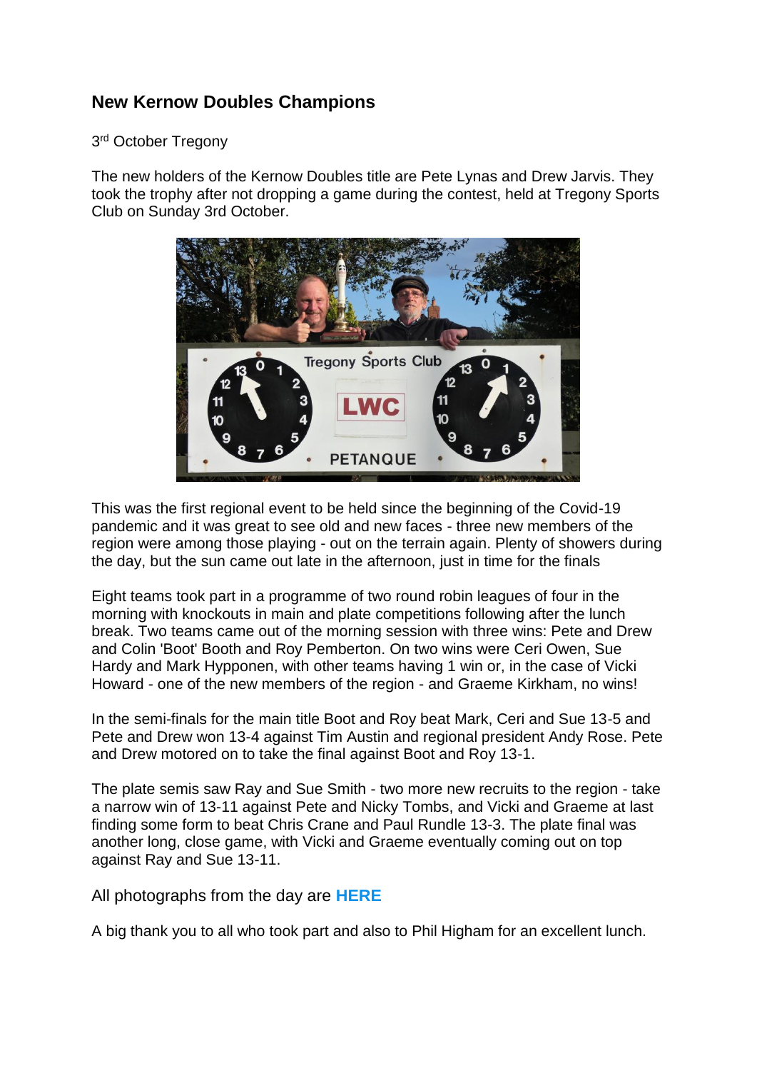## New Kernow Doubles Champions

3rd October Tregony

The new holders of the Kernow Doubles title are Pete Lynas and Drew Jarvis. They took the trophy after not dropping a game during the contest, held at Tregony Sports Club on Sunday 3rd October.

This was the first regional event to be held since the beginning of the Covid-19 pandemic and it was great to see old and new faces - three new members of the region were among those playing - out on the terrain again. Plenty of showers during the day, but the sun came out late in the afternoon, just in time for the finals

Eight teams took part in a programme of two round robin leagues of four in the morning with knockouts in main and plate competitions following after the lunch break. Two teams came out of the morning session with three wins: Pete and Drew and Colin 'Boot' Booth and Roy Pemberton. On two wins were Ceri Owen, Sue Hardy and Mark Hypponen, with other teams having 1 win or, in the case of Vicki Howard - one of the new members of the region - and Graeme Kirkham, no wins!

In the semi-finals for the main title Boot and Roy beat Mark, Ceri and Sue 13-5 and Pete and Drew won 13-4 against Tim Austin and regional president Andy Rose. Pete and Drew motored on to take the final against Boot and Roy 13-1.

The plate semis saw Ray and Sue Smith - two more new recruits to the region - take a narrow win of 13-11 against Pete and Nicky Tombs, and Vicki and Graeme at last finding some form to beat Chris Crane and Paul Rundle 13-3. The plate final was another long, close game, with Vicki and Graeme eventually coming out on top against Ray and Sue 13-11.

All photographs from the day are **HERE**

A big thank you to all who took part and also to Phil Higham for an excellent lunch.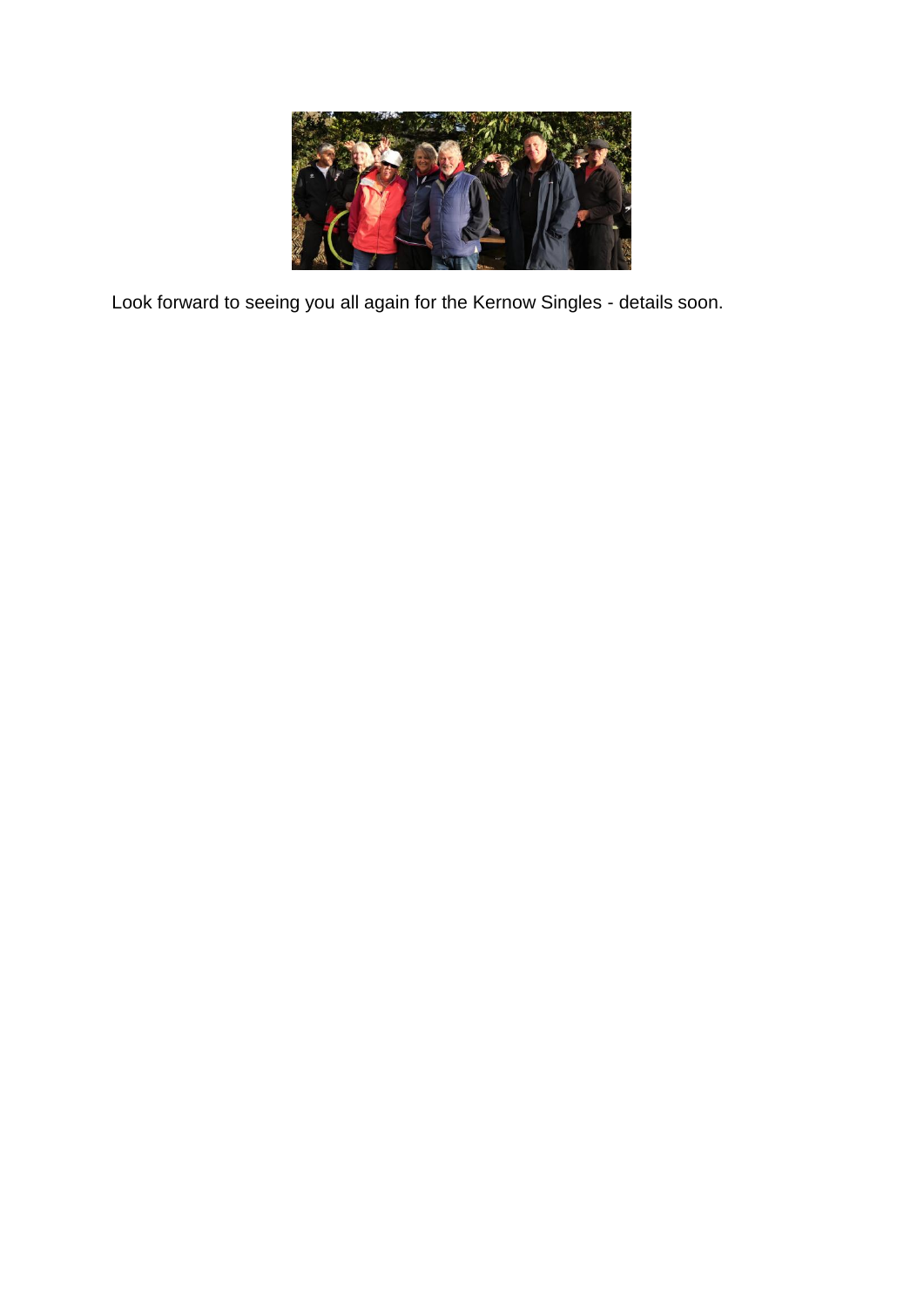Look forward to seeing you all again for the Kernow Singles - details soon.